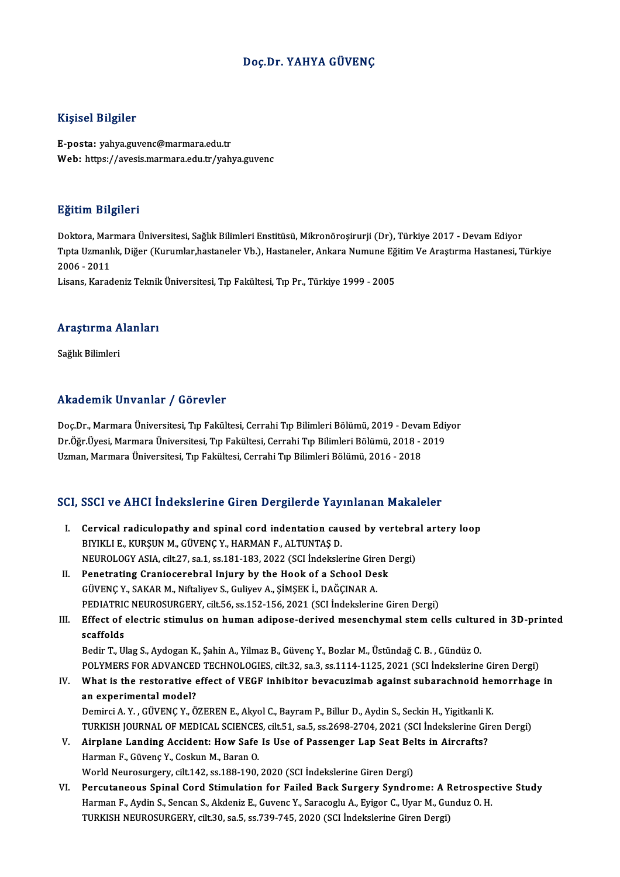# Doç.Dr. YAHYA GÜVENÇ

## Kişisel Bilgiler

**E-posta:** yahya.guvenc@marmara.edu.tr
**Web:** https://avesis.marmara.edu.tr/yahya.guvenc

## Eğitim Bilgileri

Doktora, Marmara Üniversitesi, Sağlık Bilimleri Enstitüsü, Mikronöroşirurji (Dr), Türkiye 2017 - Devam Ediyor
Tıpta Uzmanlık, Diğer (Kurumlar,hastaneler Vb.), Hastaneler, Ankara Numune Eğitim Ve Araştırma Hastanesi, Türkiye 2006 - 2011
Lisans, Karadeniz Teknik Üniversitesi, Tıp Fakültesi, Tıp Pr., Türkiye 1999 - 2005

## Araştırma Alanları

Sağlık Bilimleri

## Akademik Unvanlar / Görevler

Doç.Dr., Marmara Üniversitesi, Tıp Fakültesi, Cerrahi Tıp Bilimleri Bölümü, 2019 - Devam Ediyor
Dr.Öğr.Üyesi, Marmara Üniversitesi, Tıp Fakültesi, Cerrahi Tıp Bilimleri Bölümü, 2018 - 2019
Uzman, Marmara Üniversitesi, Tıp Fakültesi, Cerrahi Tıp Bilimleri Bölümü, 2016 - 2018

## SCI, SSCI ve AHCI İndekslerine Giren Dergilerde Yayınlanan Makaleler

I. **Cervical radiculopathy and spinal cord indentation caused by vertebral artery loop**
BIYIKLI E., KURŞUN M., GÜVENÇ Y., HARMAN F., ALTUNTAŞ D.
NEUROLOGY ASIA, cilt.27, sa.1, ss.181-183, 2022 (SCI İndekslerine Giren Dergi)

II. **Penetrating Craniocerebral Injury by the Hook of a School Desk**
GÜVENÇ Y., SAKAR M., Niftaliyev S., Guliyev A., ŞİMŞEK İ., DAĞÇINAR A.
PEDIATRIC NEUROSURGERY, cilt.56, ss.152-156, 2021 (SCI İndekslerine Giren Dergi)

III. **Effect of electric stimulus on human adipose-derived mesenchymal stem cells cultured in 3D-printed scaffolds**
Bedir T., Ulag S., Aydogan K., Şahin A., Yilmaz B., Güvenç Y., Bozlar M., Üstündağ C. B. , Gündüz O.
POLYMERS FOR ADVANCED TECHNOLOGIES, cilt.32, sa.3, ss.1114-1125, 2021 (SCI İndekslerine Giren Dergi)

IV. **What is the restorative effect of VEGF inhibitor bevacuzimab against subarachnoid hemorrhage in an experimental model?**
Demirci A. Y. , GÜVENÇ Y., ÖZEREN E., Akyol C., Bayram P., Billur D., Aydin S., Seckin H., Yigitkanli K.
TURKISH JOURNAL OF MEDICAL SCIENCES, cilt.51, sa.5, ss.2698-2704, 2021 (SCI İndekslerine Giren Dergi)

V. **Airplane Landing Accident: How Safe Is Use of Passenger Lap Seat Belts in Aircrafts?**
Harman F., Güvenç Y., Coskun M., Baran O.
World Neurosurgery, cilt.142, ss.188-190, 2020 (SCI İndekslerine Giren Dergi)

VI. **Percutaneous Spinal Cord Stimulation for Failed Back Surgery Syndrome: A Retrospective Study**
Harman F., Aydin S., Sencan S., Akdeniz E., Guvenc Y., Saracoglu A., Eyigor C., Uyar M., Gunduz O. H.
TURKISH NEUROSURGERY, cilt.30, sa.5, ss.739-745, 2020 (SCI İndekslerine Giren Dergi)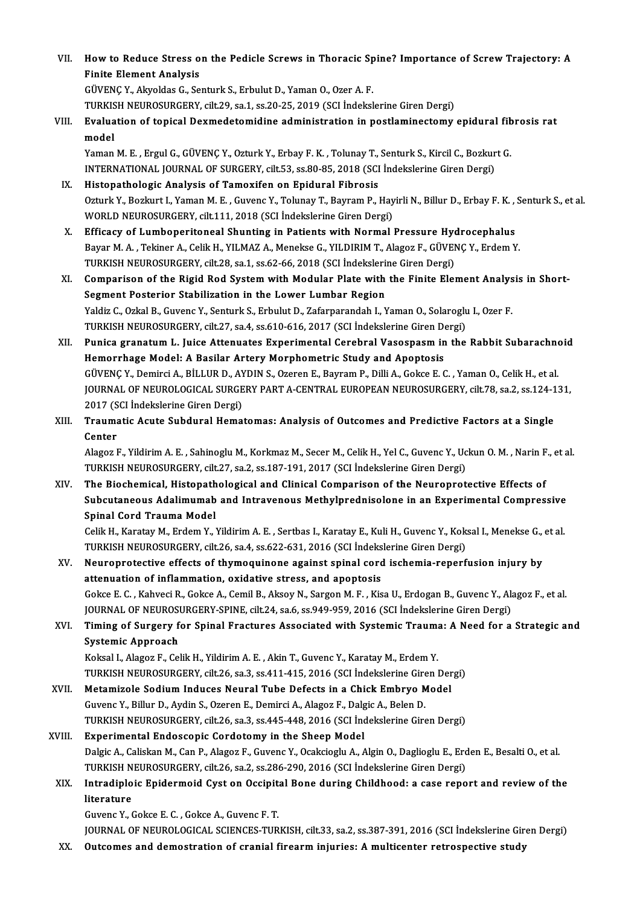VII. **How to Reduce Stress on the Pedicle Screws in Thoracic Spine? Importance of Screw Trajectory: A Finite Element Analysis**
GÜVENÇ Y., Akyoldas G., Senturk S., Erbulut D., Yaman O., Ozer A. F.
TURKISH NEUROSURGERY, cilt.29, sa.1, ss.20-25, 2019 (SCI İndekslerine Giren Dergi)

VIII. **Evaluation of topical Dexmedetomidine administration in postlaminectomy epidural fibrosis rat model**
Yaman M. E. , Ergul G., GÜVENÇ Y., Ozturk Y., Erbay F. K. , Tolunay T., Senturk S., Kircil C., Bozkurt G.
INTERNATIONAL JOURNAL OF SURGERY, cilt.53, ss.80-85, 2018 (SCI İndekslerine Giren Dergi)

IX. **Histopathologic Analysis of Tamoxifen on Epidural Fibrosis**
Ozturk Y., Bozkurt I., Yaman M. E. , Guvenc Y., Tolunay T., Bayram P., Hayirli N., Billur D., Erbay F. K. , Senturk S., et al.
WORLD NEUROSURGERY, cilt.111, 2018 (SCI İndekslerine Giren Dergi)

X. **Efficacy of Lumboperitoneal Shunting in Patients with Normal Pressure Hydrocephalus**
Bayar M. A. , Tekiner A., Celik H., YILMAZ A., Menekse G., YILDIRIM T., Alagoz F., GÜVENÇ Y., Erdem Y.
TURKISH NEUROSURGERY, cilt.28, sa.1, ss.62-66, 2018 (SCI İndekslerine Giren Dergi)

XI. **Comparison of the Rigid Rod System with Modular Plate with the Finite Element Analysis in Short-Segment Posterior Stabilization in the Lower Lumbar Region**
Yaldiz C., Ozkal B., Guvenc Y., Senturk S., Erbulut D., Zafarparandah I., Yaman O., Solaroglu I., Ozer F.
TURKISH NEUROSURGERY, cilt.27, sa.4, ss.610-616, 2017 (SCI İndekslerine Giren Dergi)

XII. **Punica granatum L. Juice Attenuates Experimental Cerebral Vasospasm in the Rabbit Subarachnoid Hemorrhage Model: A Basilar Artery Morphometric Study and Apoptosis**
GÜVENÇ Y., Demirci A., BİLLUR D., AYDIN S., Ozeren E., Bayram P., Dilli A., Gokce E. C. , Yaman O., Celik H., et al.
JOURNAL OF NEUROLOGICAL SURGERY PART A-CENTRAL EUROPEAN NEUROSURGERY, cilt.78, sa.2, ss.124-131, 2017 (SCI İndekslerine Giren Dergi)

XIII. **Traumatic Acute Subdural Hematomas: Analysis of Outcomes and Predictive Factors at a Single Center**
Alagoz F., Yildirim A. E. , Sahinoglu M., Korkmaz M., Secer M., Celik H., Yel C., Guvenc Y., Uckun O. M. , Narin F., et al.
TURKISH NEUROSURGERY, cilt.27, sa.2, ss.187-191, 2017 (SCI İndekslerine Giren Dergi)

XIV. **The Biochemical, Histopathological and Clinical Comparison of the Neuroprotective Effects of Subcutaneous Adalimumab and Intravenous Methylprednisolone in an Experimental Compressive Spinal Cord Trauma Model**
Celik H., Karatay M., Erdem Y., Yildirim A. E. , Sertbas I., Karatay E., Kuli H., Guvenc Y., Koksal I., Menekse G., et al.
TURKISH NEUROSURGERY, cilt.26, sa.4, ss.622-631, 2016 (SCI İndekslerine Giren Dergi)

XV. **Neuroprotective effects of thymoquinone against spinal cord ischemia-reperfusion injury by attenuation of inflammation, oxidative stress, and apoptosis**
Gokce E. C. , Kahveci R., Gokce A., Cemil B., Aksoy N., Sargon M. F. , Kisa U., Erdogan B., Guvenc Y., Alagoz F., et al.
JOURNAL OF NEUROSURGERY-SPINE, cilt.24, sa.6, ss.949-959, 2016 (SCI İndekslerine Giren Dergi)

XVI. **Timing of Surgery for Spinal Fractures Associated with Systemic Trauma: A Need for a Strategic and Systemic Approach**
Koksal I., Alagoz F., Celik H., Yildirim A. E. , Akin T., Guvenc Y., Karatay M., Erdem Y.
TURKISH NEUROSURGERY, cilt.26, sa.3, ss.411-415, 2016 (SCI İndekslerine Giren Dergi)

XVII. **Metamizole Sodium Induces Neural Tube Defects in a Chick Embryo Model**
Guvenc Y., Billur D., Aydin S., Ozeren E., Demirci A., Alagoz F., Dalgic A., Belen D.
TURKISH NEUROSURGERY, cilt.26, sa.3, ss.445-448, 2016 (SCI İndekslerine Giren Dergi)

XVIII. **Experimental Endoscopic Cordotomy in the Sheep Model**
Dalgic A., Caliskan M., Can P., Alagoz F., Guvenc Y., Ocakcioglu A., Algin O., Daglioglu E., Erden E., Besalti O., et al.
TURKISH NEUROSURGERY, cilt.26, sa.2, ss.286-290, 2016 (SCI İndekslerine Giren Dergi)

XIX. **Intradiploic Epidermoid Cyst on Occipital Bone during Childhood: a case report and review of the literature**
Guvenc Y., Gokce E. C. , Gokce A., Guvenc F. T.
JOURNAL OF NEUROLOGICAL SCIENCES-TURKISH, cilt.33, sa.2, ss.387-391, 2016 (SCI İndekslerine Giren Dergi)

XX. **Outcomes and demostration of cranial firearm injuries: A multicenter retrospective study**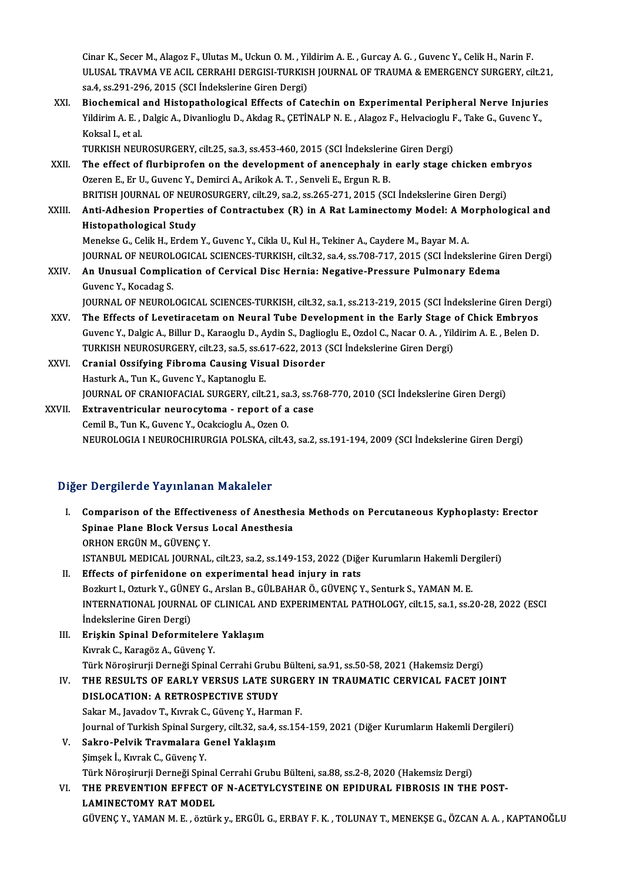Cinar K., Secer M., Alagoz F., Ulutas M., Uckun O. M. , Yildirim A. E. , Gurcay A. G. , Guvenc Y., Celik H., Narin F.
ULUSAL TRAVMA VE ACIL CERRAHI DERGISI-TURKISH JOURNAL OF TRAUMA & EMERGENCY SURGERY, cilt.21, sa.4, ss.291-296, 2015 (SCI İndekslerine Giren Dergi)

XXI. **Biochemical and Histopathological Effects of Catechin on Experimental Peripheral Nerve Injuries**
Yildirim A. E. , Dalgic A., Divanlioglu D., Akdag R., ÇETİNALP N. E. , Alagoz F., Helvacioglu F., Take G., Guvenc Y., Koksal I., et al.
TURKISH NEUROSURGERY, cilt.25, sa.3, ss.453-460, 2015 (SCI İndekslerine Giren Dergi)

XXII. **The effect of flurbiprofen on the development of anencephaly in early stage chicken embryos**
Ozeren E., Er U., Guvenc Y., Demirci A., Arikok A. T. , Senveli E., Ergun R. B.
BRITISH JOURNAL OF NEUROSURGERY, cilt.29, sa.2, ss.265-271, 2015 (SCI İndekslerine Giren Dergi)

XXIII. **Anti-Adhesion Properties of Contractubex (R) in A Rat Laminectomy Model: A Morphological and Histopathological Study**
Menekse G., Celik H., Erdem Y., Guvenc Y., Cikla U., Kul H., Tekiner A., Caydere M., Bayar M. A.
JOURNAL OF NEUROLOGICAL SCIENCES-TURKISH, cilt.32, sa.4, ss.708-717, 2015 (SCI İndekslerine Giren Dergi)

XXIV. **An Unusual Complication of Cervical Disc Hernia: Negative-Pressure Pulmonary Edema**
Guvenc Y., Kocadag S.
JOURNAL OF NEUROLOGICAL SCIENCES-TURKISH, cilt.32, sa.1, ss.213-219, 2015 (SCI İndekslerine Giren Dergi)

XXV. **The Effects of Levetiracetam on Neural Tube Development in the Early Stage of Chick Embryos**
Guvenc Y., Dalgic A., Billur D., Karaoglu D., Aydin S., Daglioglu E., Ozdol C., Nacar O. A. , Yildirim A. E. , Belen D.
TURKISH NEUROSURGERY, cilt.23, sa.5, ss.617-622, 2013 (SCI İndekslerine Giren Dergi)

XXVI. **Cranial Ossifying Fibroma Causing Visual Disorder**
Hasturk A., Tun K., Guvenc Y., Kaptanoglu E.
JOURNAL OF CRANIOFACIAL SURGERY, cilt.21, sa.3, ss.768-770, 2010 (SCI İndekslerine Giren Dergi)

XXVII. **Extraventricular neurocytoma - report of a case**
Cemil B., Tun K., Guvenc Y., Ocakcioglu A., Ozen O.
NEUROLOGIA I NEUROCHIRURGIA POLSKA, cilt.43, sa.2, ss.191-194, 2009 (SCI İndekslerine Giren Dergi)

## Diğer Dergilerde Yayınlanan Makaleler

I. **Comparison of the Effectiveness of Anesthesia Methods on Percutaneous Kyphoplasty: Erector Spinae Plane Block Versus Local Anesthesia**
ORHON ERGÜN M., GÜVENÇ Y.
ISTANBUL MEDICAL JOURNAL, cilt.23, sa.2, ss.149-153, 2022 (Diğer Kurumların Hakemli Dergileri)

II. **Effects of pirfenidone on experimental head injury in rats**
Bozkurt I., Ozturk Y., GÜNEY G., Arslan B., GÜLBAHAR Ö., GÜVENÇ Y., Senturk S., YAMAN M. E.
INTERNATIONAL JOURNAL OF CLINICAL AND EXPERIMENTAL PATHOLOGY, cilt.15, sa.1, ss.20-28, 2022 (ESCI İndekslerine Giren Dergi)

III. **Erişkin Spinal Deformitelere Yaklaşım**
Kıvrak C., Karagöz A., Güvenç Y.
Türk Nöroşirurji Derneği Spinal Cerrahi Grubu Bülteni, sa.91, ss.50-58, 2021 (Hakemsiz Dergi)

IV. **THE RESULTS OF EARLY VERSUS LATE SURGERY IN TRAUMATIC CERVICAL FACET JOINT DISLOCATION: A RETROSPECTIVE STUDY**
Sakar M., Javadov T., Kıvrak C., Güvenç Y., Harman F.
Journal of Turkish Spinal Surgery, cilt.32, sa.4, ss.154-159, 2021 (Diğer Kurumların Hakemli Dergileri)

V. **Sakro-Pelvik Travmalara Genel Yaklaşım**
Şimşek İ., Kıvrak C., Güvenç Y.
Türk Nöroşirurji Derneği Spinal Cerrahi Grubu Bülteni, sa.88, ss.2-8, 2020 (Hakemsiz Dergi)

VI. **THE PREVENTION EFFECT OF N-ACETYLCYSTEINE ON EPIDURAL FIBROSIS IN THE POST-LAMINECTOMY RAT MODEL**
GÜVENÇ Y., YAMAN M. E. , öztürk y., ERGÜL G., ERBAY F. K. , TOLUNAY T., MENEKŞE G., ÖZCAN A. A. , KAPTANOĞLU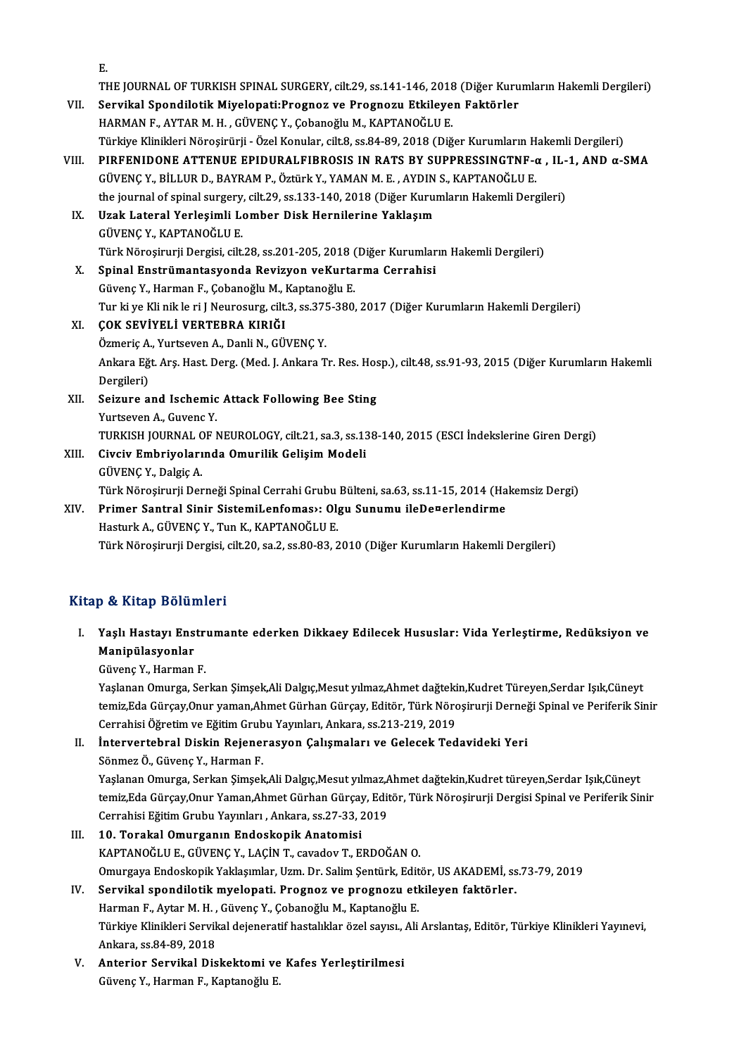E.
THE JOURNAL OF TURKISH SPINAL SURGERY, cilt.29, ss.141-146, 2018 (Diğer Kurumların Hakemli Dergileri)

VII. **Servikal Spondilotik Miyelopati:Prognoz ve Prognozu Etkileyen Faktörler**
HARMAN F., AYTAR M. H. , GÜVENÇ Y., Çobanoğlu M., KAPTANOĞLU E.
Türkiye Klinikleri Nöroşirürji - Özel Konular, cilt.8, ss.84-89, 2018 (Diğer Kurumların Hakemli Dergileri)

VIII. **PIRFENIDONE ATTENUE EPIDURALFIBROSIS IN RATS BY SUPPRESSINGTNF-α , IL-1, AND α-SMA**
GÜVENÇ Y., BİLLUR D., BAYRAM P., Öztürk Y., YAMAN M. E. , AYDIN S., KAPTANOĞLU E.
the journal of spinal surgery, cilt.29, ss.133-140, 2018 (Diğer Kurumların Hakemli Dergileri)

IX. **Uzak Lateral Yerleşimli Lomber Disk Hernilerine Yaklaşım**
GÜVENÇ Y., KAPTANOĞLU E.
Türk Nöroşirurji Dergisi, cilt.28, ss.201-205, 2018 (Diğer Kurumların Hakemli Dergileri)

X. **Spinal Enstrümantasyonda Revizyon veKurtarma Cerrahisi**
Güvenç Y., Harman F., Çobanoğlu M., Kaptanoğlu E.
Tur ki ye Kli nik le ri J Neurosurg, cilt.3, ss.375-380, 2017 (Diğer Kurumların Hakemli Dergileri)

XI. **ÇOK SEVİYELİ VERTEBRA KIRIĞI**
Özmeriç A., Yurtseven A., Danli N., GÜVENÇ Y.
Ankara Eğt. Arş. Hast. Derg. (Med. J. Ankara Tr. Res. Hosp.), cilt.48, ss.91-93, 2015 (Diğer Kurumların Hakemli Dergileri)

XII. **Seizure and Ischemic Attack Following Bee Sting**
Yurtseven A., Guvenc Y.
TURKISH JOURNAL OF NEUROLOGY, cilt.21, sa.3, ss.138-140, 2015 (ESCI İndekslerine Giren Dergi)

XIII. **Civciv Embriyolarında Omurilik Gelişim Modeli**
GÜVENÇ Y., Dalgiç A.
Türk Nöroşirurji Derneği Spinal Cerrahi Grubu Bülteni, sa.63, ss.11-15, 2014 (Hakemsiz Dergi)

XIV. **Primer Santral Sinir SistemiLenfoması: Olgu Sunumu ileDe¤erlendirme**
Hasturk A., GÜVENÇ Y., Tun K., KAPTANOĞLU E.
Türk Nöroşirurji Dergisi, cilt.20, sa.2, ss.80-83, 2010 (Diğer Kurumların Hakemli Dergileri)

## Kitap & Kitap Bölümleri

I. **Yaşlı Hastayı Enstrumante ederken Dikkaey Edilecek Hususlar: Vida Yerleştirme, Redüksiyon ve Manipülasyonlar**
Güvenç Y., Harman F.
Yaşlanan Omurga, Serkan Şimşek,Ali Dalgıç,Mesut yılmaz,Ahmet dağtekin,Kudret Türeyen,Serdar Işık,Cüneyt temiz,Eda Gürçay,Onur yaman,Ahmet Gürhan Gürçay, Editör, Türk Nöroşirurji Derneği Spinal ve Periferik Sinir Cerrahisi Öğretim ve Eğitim Grubu Yayınları, Ankara, ss.213-219, 2019

II. **İntervertebral Diskin Rejenerasyon Çalışmaları ve Gelecek Tedavideki Yeri**
Sönmez Ö., Güvenç Y., Harman F.
Yaşlanan Omurga, Serkan Şimşek,Ali Dalgıç,Mesut yılmaz,Ahmet dağtekin,Kudret türeyen,Serdar Işık,Cüneyt temiz,Eda Gürçay,Onur Yaman,Ahmet Gürhan Gürçay, Editör, Türk Nöroşirurji Dergisi Spinal ve Periferik Sinir Cerrahisi Eğitim Grubu Yayınları , Ankara, ss.27-33, 2019

III. **10. Torakal Omurganın Endoskopik Anatomisi**
KAPTANOĞLU E., GÜVENÇ Y., LAÇİN T., cavadov T., ERDOĞAN O.
Omurgaya Endoskopik Yaklaşımlar, Uzm. Dr. Salim Şentürk, Editör, US AKADEMİ, ss.73-79, 2019

IV. **Servikal spondilotik myelopati. Prognoz ve prognozu etkileyen faktörler.**
Harman F., Aytar M. H. , Güvenç Y., Çobanoğlu M., Kaptanoğlu E.
Türkiye Klinikleri Servikal dejeneratif hastalıklar özel sayısı., Ali Arslantaş, Editör, Türkiye Klinikleri Yayınevi, Ankara, ss.84-89, 2018

V. **Anterior Servikal Diskektomi ve Kafes Yerleştirilmesi**
Güvenç Y., Harman F., Kaptanoğlu E.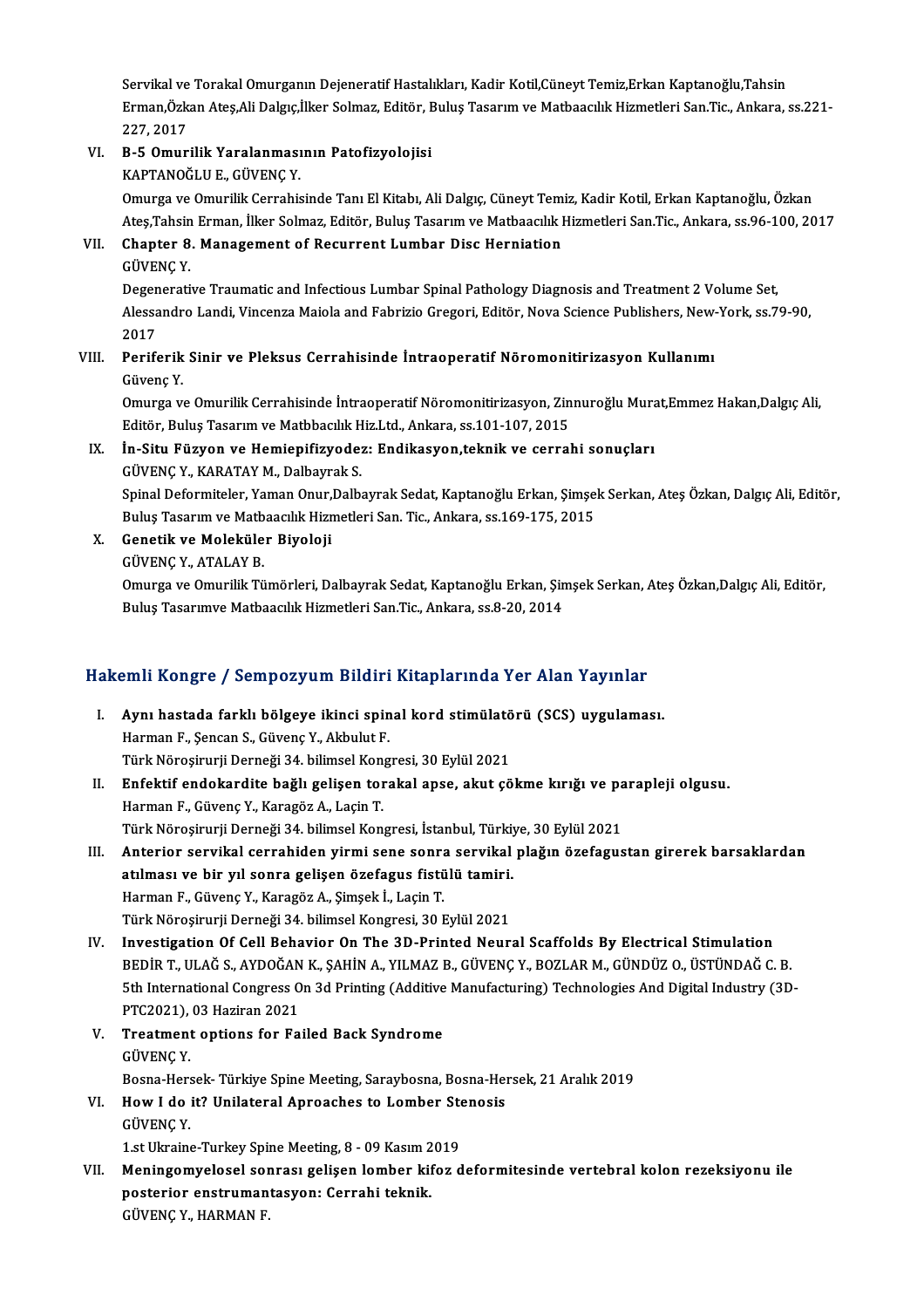Servikal ve Torakal Omurganın Dejeneratif Hastalıkları, Kadir Kotil,Cüneyt Temiz,Erkan Kaptanoğlu,Tahsin Erman,Özkan Ateş,Ali Dalgıç,İlker Solmaz, Editör, Buluş Tasarım ve Matbaacılık Hizmetleri San.Tic., Ankara, ss.221-227, 2017

VI. **B-5 Omurilik Yaralanmasının Patofizyolojisi**
KAPTANOĞLU E., GÜVENÇ Y.
Omurga ve Omurilik Cerrahisinde Tanı El Kitabı, Ali Dalgıç, Cüneyt Temiz, Kadir Kotil, Erkan Kaptanoğlu, Özkan Ateş,Tahsin Erman, İlker Solmaz, Editör, Buluş Tasarım ve Matbaacılık Hizmetleri San.Tic., Ankara, ss.96-100, 2017

VII. **Chapter 8. Management of Recurrent Lumbar Disc Herniation**
GÜVENÇ Y.
Degenerative Traumatic and Infectious Lumbar Spinal Pathology Diagnosis and Treatment 2 Volume Set, Alessandro Landi, Vincenza Maiola and Fabrizio Gregori, Editör, Nova Science Publishers, New-York, ss.79-90, 2017

VIII. **Periferik Sinir ve Pleksus Cerrahisinde İntraoperatif Nöromonitirizasyon Kullanımı**
Güvenç Y.
Omurga ve Omurilik Cerrahisinde İntraoperatif Nöromonitirizasyon, Zinnuroğlu Murat,Emmez Hakan,Dalgıç Ali, Editör, Buluş Tasarım ve Matbbacılık Hiz.Ltd., Ankara, ss.101-107, 2015

IX. **İn-Situ Füzyon ve Hemiepifizyodez: Endikasyon,teknik ve cerrahi sonuçları**
GÜVENÇ Y., KARATAY M., Dalbayrak S.
Spinal Deformiteler, Yaman Onur,Dalbayrak Sedat, Kaptanoğlu Erkan, Şimşek Serkan, Ateş Özkan, Dalgıç Ali, Editör, Buluş Tasarım ve Matbaacılık Hizmetleri San. Tic., Ankara, ss.169-175, 2015

X. **Genetik ve Moleküler Biyoloji**
GÜVENÇ Y., ATALAY B.
Omurga ve Omurilik Tümörleri, Dalbayrak Sedat, Kaptanoğlu Erkan, Şimşek Serkan, Ateş Özkan,Dalgıç Ali, Editör, Buluş Tasarımve Matbaacılık Hizmetleri San.Tic., Ankara, ss.8-20, 2014

## Hakemli Kongre / Sempozyum Bildiri Kitaplarında Yer Alan Yayınlar

I. **Aynı hastada farklı bölgeye ikinci spinal kord stimülatörü (SCS) uygulaması.**
Harman F., Şencan S., Güvenç Y., Akbulut F.
Türk Nöroşirurji Derneği 34. bilimsel Kongresi, 30 Eylül 2021

II. **Enfektif endokardite bağlı gelişen torakal apse, akut çökme kırığı ve parapleji olgusu.**
Harman F., Güvenç Y., Karagöz A., Laçin T.
Türk Nöroşirurji Derneği 34. bilimsel Kongresi, İstanbul, Türkiye, 30 Eylül 2021

III. **Anterior servikal cerrahiden yirmi sene sonra servikal plağın özefagustan girerek barsaklardan atılması ve bir yıl sonra gelişen özefagus fistülü tamiri.**
Harman F., Güvenç Y., Karagöz A., Şimşek İ., Laçin T.
Türk Nöroşirurji Derneği 34. bilimsel Kongresi, 30 Eylül 2021

IV. **Investigation Of Cell Behavior On The 3D-Printed Neural Scaffolds By Electrical Stimulation**
BEDİR T., ULAĞ S., AYDOĞAN K., ŞAHİN A., YILMAZ B., GÜVENÇ Y., BOZLAR M., GÜNDÜZ O., ÜSTÜNDAĞ C. B.
5th International Congress On 3d Printing (Additive Manufacturing) Technologies And Digital Industry (3D-PTC2021), 03 Haziran 2021

V. **Treatment options for Failed Back Syndrome**
GÜVENÇ Y.
Bosna-Hersek- Türkiye Spine Meeting, Saraybosna, Bosna-Hersek, 21 Aralık 2019

VI. **How I do it? Unilateral Aproaches to Lomber Stenosis**
GÜVENÇ Y.
1.st Ukraine-Turkey Spine Meeting, 8 - 09 Kasım 2019

VII. **Meningomyelosel sonrası gelişen lomber kifoz deformitesinde vertebral kolon rezeksiyonu ile posterior enstrumantasyon: Cerrahi teknik.**
GÜVENÇ Y., HARMAN F.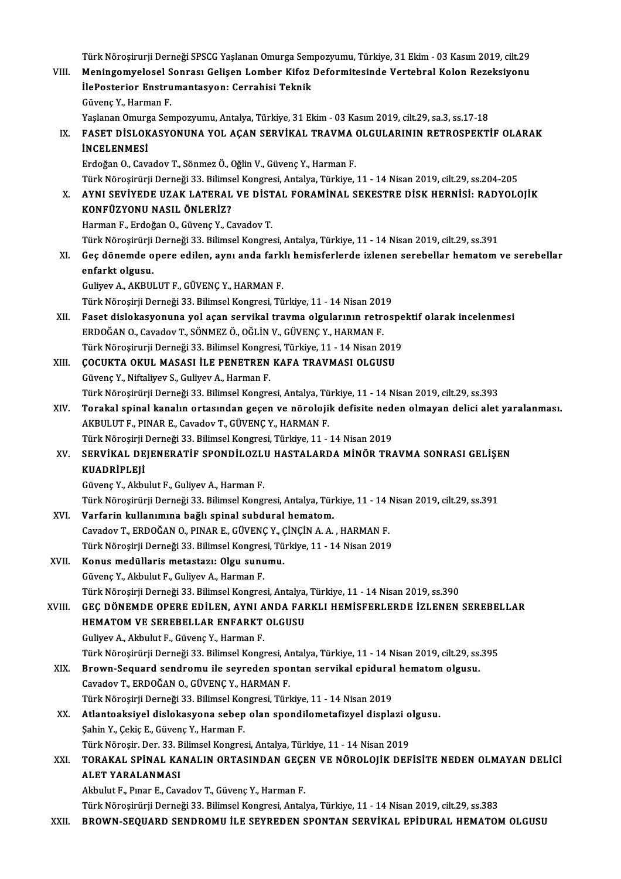Türk Nöroşirurji Derneği SPSCG Yaşlanan Omurga Sempozyumu, Türkiye, 31 Ekim - 03 Kasım 2019, cilt.29

VIII. **Meningomyelosel Sonrası Gelişen Lomber Kifoz Deformitesinde Vertebral Kolon Rezeksiyonu İlePosterior Enstrumantasyon: Cerrahisi Teknik**
Güvenç Y., Harman F.
Yaşlanan Omurga Sempozyumu, Antalya, Türkiye, 31 Ekim - 03 Kasım 2019, cilt.29, sa.3, ss.17-18

IX. **FASET DİSLOKASYONUNA YOL AÇAN SERVİKAL TRAVMA OLGULARININ RETROSPEKTİF OLARAK İNCELENMESİ**
Erdoğan O., Cavadov T., Sönmez Ö., Oğlin V., Güvenç Y., Harman F.
Türk Nöroşirürji Derneği 33. Bilimsel Kongresi, Antalya, Türkiye, 11 - 14 Nisan 2019, cilt.29, ss.204-205

X. **AYNI SEVİYEDE UZAK LATERAL VE DİSTAL FORAMİNAL SEKESTRE DİSK HERNİSİ: RADYOLOJİK KONFÜZYONU NASIL ÖNLERİZ?**
Harman F., Erdoğan O., Güvenç Y., Cavadov T.
Türk Nöroşirürji Derneği 33. Bilimsel Kongresi, Antalya, Türkiye, 11 - 14 Nisan 2019, cilt.29, ss.391

XI. **Geç dönemde opere edilen, aynı anda farklı hemisferlerde izlenen serebellar hematom ve serebellar enfarkt olgusu.**
Guliyev A., AKBULUT F., GÜVENÇ Y., HARMAN F.
Türk Nöroşirji Derneği 33. Bilimsel Kongresi, Türkiye, 11 - 14 Nisan 2019

XII. **Faset dislokasyonuna yol açan servikal travma olgularının retrospektif olarak incelenmesi**
ERDOĞAN O., Cavadov T., SÖNMEZ Ö., OĞLİN V., GÜVENÇ Y., HARMAN F.
Türk Nöroşirurji Derneği 33. Bilimsel Kongresi, Türkiye, 11 - 14 Nisan 2019

XIII. **ÇOCUKTA OKUL MASASI İLE PENETREN KAFA TRAVMASI OLGUSU**
Güvenç Y., Niftaliyev S., Guliyev A., Harman F.
Türk Nöroşirürji Derneği 33. Bilimsel Kongresi, Antalya, Türkiye, 11 - 14 Nisan 2019, cilt.29, ss.393

XIV. **Torakal spinal kanalın ortasından geçen ve nörolojik defisite neden olmayan delici alet yaralanması.**
AKBULUT F., PINAR E., Cavadov T., GÜVENÇ Y., HARMAN F.
Türk Nöroşirji Derneği 33. Bilimsel Kongresi, Türkiye, 11 - 14 Nisan 2019

XV. **SERVİKAL DEJENERATİF SPONDİLOZLU HASTALARDA MİNÖR TRAVMA SONRASI GELİŞEN KUADRİPLEJİ**
Güvenç Y., Akbulut F., Guliyev A., Harman F.
Türk Nöroşirürji Derneği 33. Bilimsel Kongresi, Antalya, Türkiye, 11 - 14 Nisan 2019, cilt.29, ss.391

XVI. **Varfarin kullanımına bağlı spinal subdural hematom.**
Cavadov T., ERDOĞAN O., PINAR E., GÜVENÇ Y., ÇİNÇİN A. A. , HARMAN F.
Türk Nöroşirji Derneği 33. Bilimsel Kongresi, Türkiye, 11 - 14 Nisan 2019

XVII. **Konus medüllaris metastazı: Olgu sunumu.**
Güvenç Y., Akbulut F., Guliyev A., Harman F.
Türk Nöroşirji Derneği 33. Bilimsel Kongresi, Antalya, Türkiye, 11 - 14 Nisan 2019, ss.390

XVIII. **GEÇ DÖNEMDE OPERE EDİLEN, AYNI ANDA FARKLI HEMİSFERLERDE İZLENEN SEREBELLAR HEMATOM VE SEREBELLAR ENFARKT OLGUSU**
Guliyev A., Akbulut F., Güvenç Y., Harman F.
Türk Nöroşirürji Derneği 33. Bilimsel Kongresi, Antalya, Türkiye, 11 - 14 Nisan 2019, cilt.29, ss.395

XIX. **Brown-Sequard sendromu ile seyreden spontan servikal epidural hematom olgusu.**
Cavadov T., ERDOĞAN O., GÜVENÇ Y., HARMAN F.
Türk Nöroşirji Derneği 33. Bilimsel Kongresi, Türkiye, 11 - 14 Nisan 2019

XX. **Atlantoaksiyel dislokasyona sebep olan spondilometafizyel displazi olgusu.**
Şahin Y., Çekiç E., Güvenç Y., Harman F.
Türk Nöroşir. Der. 33. Bilimsel Kongresi, Antalya, Türkiye, 11 - 14 Nisan 2019

XXI. **TORAKAL SPİNAL KANALIN ORTASINDAN GEÇEN VE NÖROLOJİK DEFİSİTE NEDEN OLMAYAN DELİCİ ALET YARALANMASI**
Akbulut F., Pınar E., Cavadov T., Güvenç Y., Harman F.
Türk Nöroşirürji Derneği 33. Bilimsel Kongresi, Antalya, Türkiye, 11 - 14 Nisan 2019, cilt.29, ss.383

XXII. **BROWN-SEQUARD SENDROMU İLE SEYREDEN SPONTAN SERVİKAL EPİDURAL HEMATOM OLGUSU**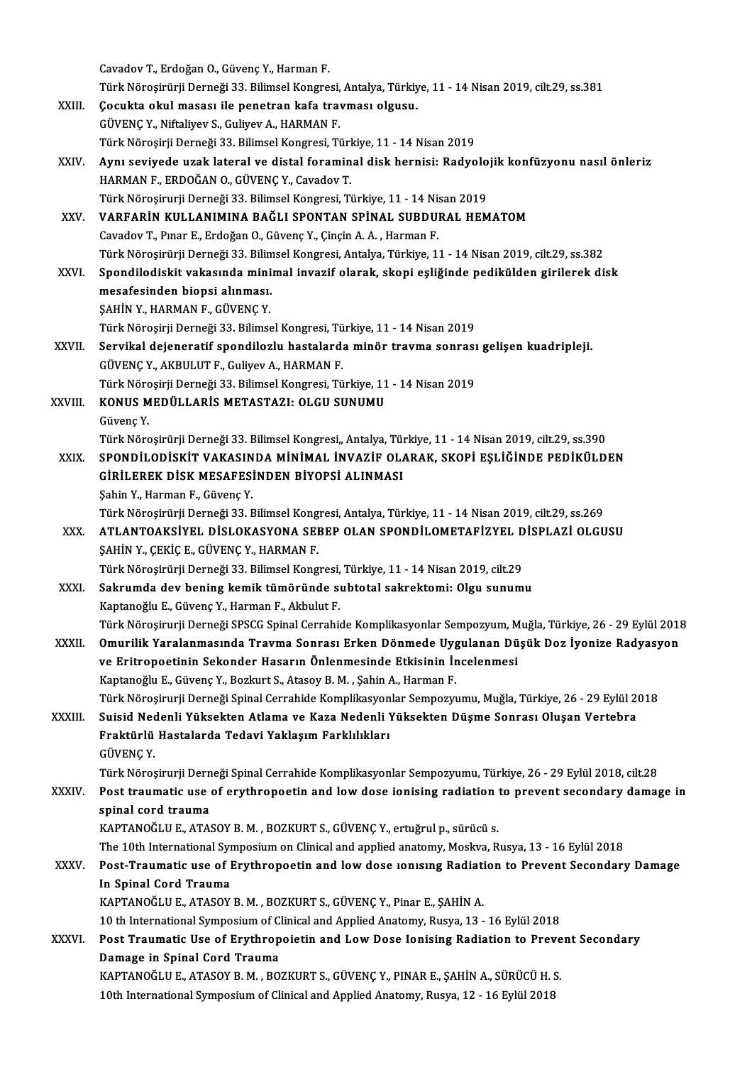Cavadov T., Erdoğan O., Güvenç Y., Harman F.
Türk Nöroşirürji Derneği 33. Bilimsel Kongresi, Antalya, Türkiye, 11 - 14 Nisan 2019, cilt.29, ss.381

XXIII. **Çocukta okul masası ile penetran kafa travması olgusu.**
GÜVENÇ Y., Niftaliyev S., Guliyev A., HARMAN F.
Türk Nöroşirji Derneği 33. Bilimsel Kongresi, Türkiye, 11 - 14 Nisan 2019

XXIV. **Aynı seviyede uzak lateral ve distal foraminal disk hernisi: Radyolojik konfüzyonu nasıl önleriz**
HARMAN F., ERDOĞAN O., GÜVENÇ Y., Cavadov T.
Türk Nöroşirurji Derneği 33. Bilimsel Kongresi, Türkiye, 11 - 14 Nisan 2019

XXV. **VARFARİN KULLANIMINA BAĞLI SPONTAN SPİNAL SUBDURAL HEMATOM**
Cavadov T., Pınar E., Erdoğan O., Güvenç Y., Çinçin A. A. , Harman F.
Türk Nöroşirürji Derneği 33. Bilimsel Kongresi, Antalya, Türkiye, 11 - 14 Nisan 2019, cilt.29, ss.382

XXVI. **Spondilodiskit vakasında minimal invazif olarak, skopi eşliğinde pedikülden girilerek disk mesafesinden biopsi alınması.**
ŞAHİN Y., HARMAN F., GÜVENÇ Y.
Türk Nöroşirji Derneği 33. Bilimsel Kongresi, Türkiye, 11 - 14 Nisan 2019

XXVII. **Servikal dejeneratif spondilozlu hastalarda minör travma sonrası gelişen kuadripleji.**
GÜVENÇ Y., AKBULUT F., Guliyev A., HARMAN F.
Türk Nöroşirji Derneği 33. Bilimsel Kongresi, Türkiye, 11 - 14 Nisan 2019

XXVIII. **KONUS MEDÜLLARİS METASTAZI: OLGU SUNUMU**
Güvenç Y.
Türk Nöroşirürji Derneği 33. Bilimsel Kongresi,, Antalya, Türkiye, 11 - 14 Nisan 2019, cilt.29, ss.390

XXIX. **SPONDİLODİSKİT VAKASINDA MİNİMAL İNVAZİF OLARAK, SKOPİ EŞLİĞİNDE PEDİKÜLDEN GİRİLEREK DİSK MESAFESİNDEN BİYOPSİ ALINMASI**
Şahin Y., Harman F., Güvenç Y.
Türk Nöroşirürji Derneği 33. Bilimsel Kongresi, Antalya, Türkiye, 11 - 14 Nisan 2019, cilt.29, ss.269

XXX. **ATLANTOAKSİYEL DİSLOKASYONA SEBEP OLAN SPONDİLOMETAFİZYEL DİSPLAZİ OLGUSU**
ŞAHİN Y., ÇEKİÇ E., GÜVENÇ Y., HARMAN F.
Türk Nöroşirürji Derneği 33. Bilimsel Kongresi, Türkiye, 11 - 14 Nisan 2019, cilt.29

XXXI. **Sakrumda dev bening kemik tümöründe subtotal sakrektomi: Olgu sunumu**
Kaptanoğlu E., Güvenç Y., Harman F., Akbulut F.
Türk Nöroşirurji Derneği SPSCG Spinal Cerrahide Komplikasyonlar Sempozyum, Muğla, Türkiye, 26 - 29 Eylül 2018

XXXII. **Omurilik Yaralanmasında Travma Sonrası Erken Dönmede Uygulanan Düşük Doz İyonize Radyasyon ve Eritropoetinin Sekonder Hasarın Önlenmesinde Etkisinin İncelenmesi**
Kaptanoğlu E., Güvenç Y., Bozkurt S., Atasoy B. M. , Şahin A., Harman F.
Türk Nöröşirurji Derneği Spinal Cerrahide Komplikasyonlar Sempozyumu, Muğla, Türkiye, 26 - 29 Eylül 2018

XXXIII. **Suisid Nedenli Yüksekten Atlama ve Kaza Nedenli Yüksekten Düşme Sonrası Oluşan Vertebra Fraktürlü Hastalarda Tedavi Yaklaşım Farklılıkları**
GÜVENÇ Y.
Türk Nöroşirurji Derneği Spinal Cerrahide Komplikasyonlar Sempozyumu, Türkiye, 26 - 29 Eylül 2018, cilt.28

XXXIV. **Post traumatic use of erythropoetin and low dose ionising radiation to prevent secondary damage in spinal cord trauma**
KAPTANOĞLU E., ATASOY B. M. , BOZKURT S., GÜVENÇ Y., ertuğrul p., sürücü s.
The 10th International Symposium on Clinical and applied anatomy, Moskva, Rusya, 13 - 16 Eylül 2018

XXXV. **Post-Traumatic use of Erythropoetin and low dose ıonısıng Radiation to Prevent Secondary Damage In Spinal Cord Trauma**
KAPTANOĞLU E., ATASOY B. M. , BOZKURT S., GÜVENÇ Y., Pinar E., ŞAHİN A.
10 th International Symposium of Clinical and Applied Anatomy, Rusya, 13 - 16 Eylül 2018

XXXVI. **Post Traumatic Use of Erythropoietin and Low Dose Ionising Radiation to Prevent Secondary Damage in Spinal Cord Trauma**
KAPTANOĞLU E., ATASOY B. M. , BOZKURT S., GÜVENÇ Y., PINAR E., ŞAHİN A., SÜRÜCÜ H. S.
10th International Symposium of Clinical and Applied Anatomy, Rusya, 12 - 16 Eylül 2018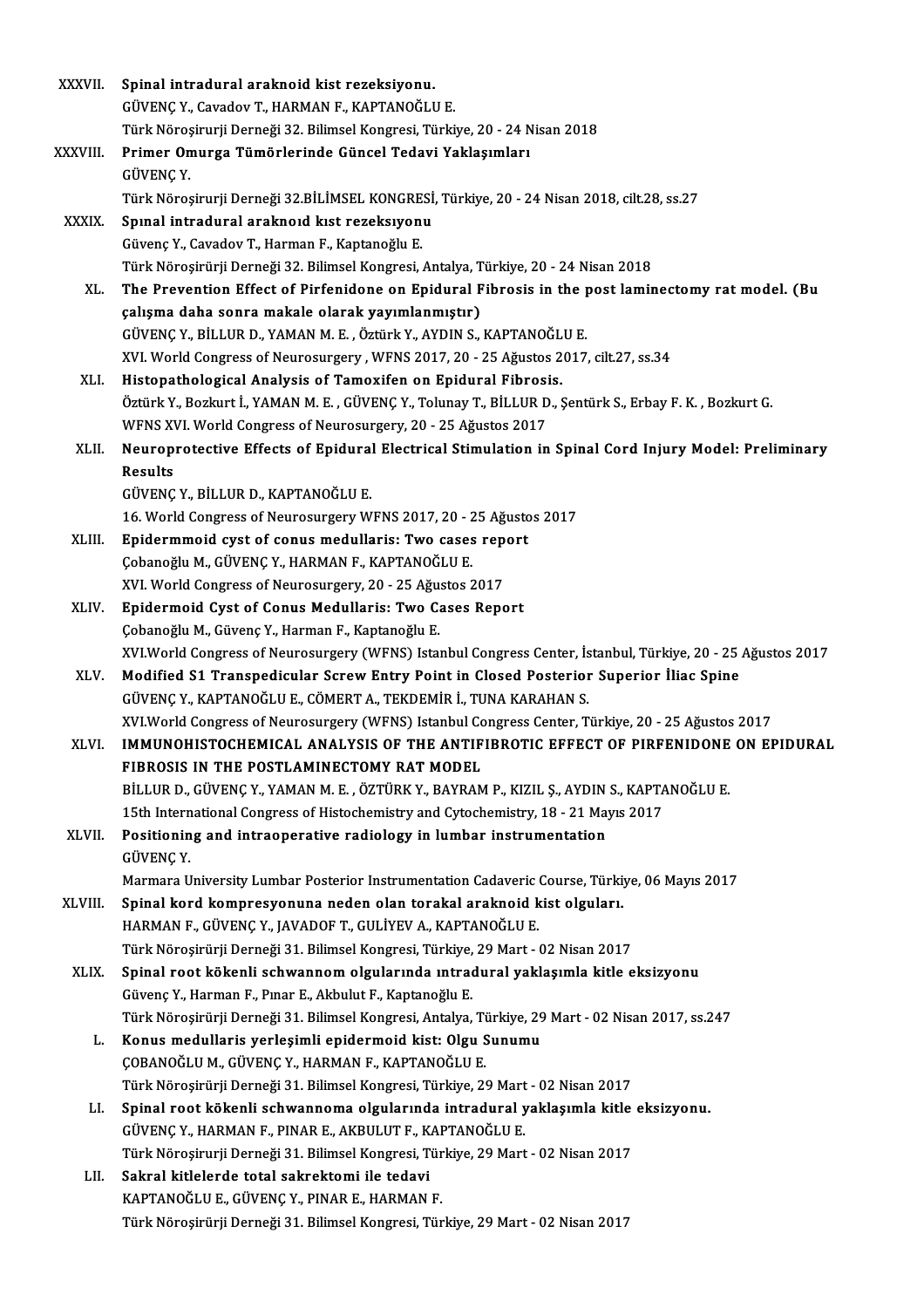XXXVII. **Spinal intradural araknoid kist rezeksiyonu.**
GÜVENÇ Y., Cavadov T., HARMAN F., KAPTANOĞLU E.
Türk Nöroşirurji Derneği 32. Bilimsel Kongresi, Türkiye, 20 - 24 Nisan 2018

XXXVIII. **Primer Omurga Tümörlerinde Güncel Tedavi Yaklaşımları**
GÜVENÇ Y.
Türk Nöroşirurji Derneği 32.BİLİMSEL KONGRESİ, Türkiye, 20 - 24 Nisan 2018, cilt.28, ss.27

XXXIX. **Spınal intradural araknoıd kıst rezeksıyonu**
Güvenç Y., Cavadov T., Harman F., Kaptanoğlu E.
Türk Nöroşirürji Derneği 32. Bilimsel Kongresi, Antalya, Türkiye, 20 - 24 Nisan 2018

XL. **The Prevention Effect of Pirfenidone on Epidural Fibrosis in the post laminectomy rat model. (Bu çalışma daha sonra makale olarak yayımlanmıştır)**
GÜVENÇ Y., BİLLUR D., YAMAN M. E. , Öztürk Y., AYDIN S., KAPTANOĞLU E.
XVI. World Congress of Neurosurgery , WFNS 2017, 20 - 25 Ağustos 2017, cilt.27, ss.34

XLI. **Histopathological Analysis of Tamoxifen on Epidural Fibrosis.**
Öztürk Y., Bozkurt İ., YAMAN M. E. , GÜVENÇ Y., Tolunay T., BİLLUR D., Şentürk S., Erbay F. K. , Bozkurt G.
WFNS XVI. World Congress of Neurosurgery, 20 - 25 Ağustos 2017

XLII. **Neuroprotective Effects of Epidural Electrical Stimulation in Spinal Cord Injury Model: Preliminary Results**
GÜVENÇ Y., BİLLUR D., KAPTANOĞLU E.
16. World Congress of Neurosurgery WFNS 2017, 20 - 25 Ağustos 2017

XLIII. **Epidermmoid cyst of conus medullaris: Two cases report**
Çobanoğlu M., GÜVENÇ Y., HARMAN F., KAPTANOĞLU E.
XVI. World Congress of Neurosurgery, 20 - 25 Ağustos 2017

XLIV. **Epidermoid Cyst of Conus Medullaris: Two Cases Report**
Çobanoğlu M., Güvenç Y., Harman F., Kaptanoğlu E.
XVI.World Congress of Neurosurgery (WFNS) Istanbul Congress Center, İstanbul, Türkiye, 20 - 25 Ağustos 2017

XLV. **Modified S1 Transpedicular Screw Entry Point in Closed Posterior Superior İliac Spine**
GÜVENÇ Y., KAPTANOĞLU E., CÖMERT A., TEKDEMİR İ., TUNA KARAHAN S.
XVI.World Congress of Neurosurgery (WFNS) Istanbul Congress Center, Türkiye, 20 - 25 Ağustos 2017

XLVI. **IMMUNOHISTOCHEMICAL ANALYSIS OF THE ANTIFIBROTIC EFFECT OF PIRFENIDONE ON EPIDURAL FIBROSIS IN THE POSTLAMINECTOMY RAT MODEL**
BİLLUR D., GÜVENÇ Y., YAMAN M. E. , ÖZTÜRK Y., BAYRAM P., KIZIL Ş., AYDIN S., KAPTANOĞLU E.
15th International Congress of Histochemistry and Cytochemistry, 18 - 21 Mayıs 2017

XLVII. **Positioning and intraoperative radiology in lumbar instrumentation**
GÜVENÇ Y.
Marmara University Lumbar Posterior Instrumentation Cadaveric Course, Türkiye, 06 Mayıs 2017

XLVIII. **Spinal kord kompresyonuna neden olan torakal araknoid kist olguları.**
HARMAN F., GÜVENÇ Y., JAVADOF T., GULİYEV A., KAPTANOĞLU E.
Türk Nöroşirürji Derneği 31. Bilimsel Kongresi, Türkiye, 29 Mart - 02 Nisan 2017

XLIX. **Spinal root kökenli schwannom olgularında ıntradural yaklaşımla kitle eksizyonu**
Güvenç Y., Harman F., Pınar E., Akbulut F., Kaptanoğlu E.
Türk Nöroşirürji Derneği 31. Bilimsel Kongresi, Antalya, Türkiye, 29 Mart - 02 Nisan 2017, ss.247

L. **Konus medullaris yerleşimli epidermoid kist: Olgu Sunumu**
ÇOBANOĞLU M., GÜVENÇ Y., HARMAN F., KAPTANOĞLU E.
Türk Nöroşirürji Derneği 31. Bilimsel Kongresi, Türkiye, 29 Mart - 02 Nisan 2017

LI. **Spinal root kökenli schwannoma olgularında intradural yaklaşımla kitle eksizyonu.**
GÜVENÇ Y., HARMAN F., PINAR E., AKBULUT F., KAPTANOĞLU E.
Türk Nöroşirurji Derneği 31. Bilimsel Kongresi, Türkiye, 29 Mart - 02 Nisan 2017

LII. **Sakral kitlelerde total sakrektomi ile tedavi**
KAPTANOĞLU E., GÜVENÇ Y., PINAR E., HARMAN F.
Türk Nöroşirürji Derneği 31. Bilimsel Kongresi, Türkiye, 29 Mart - 02 Nisan 2017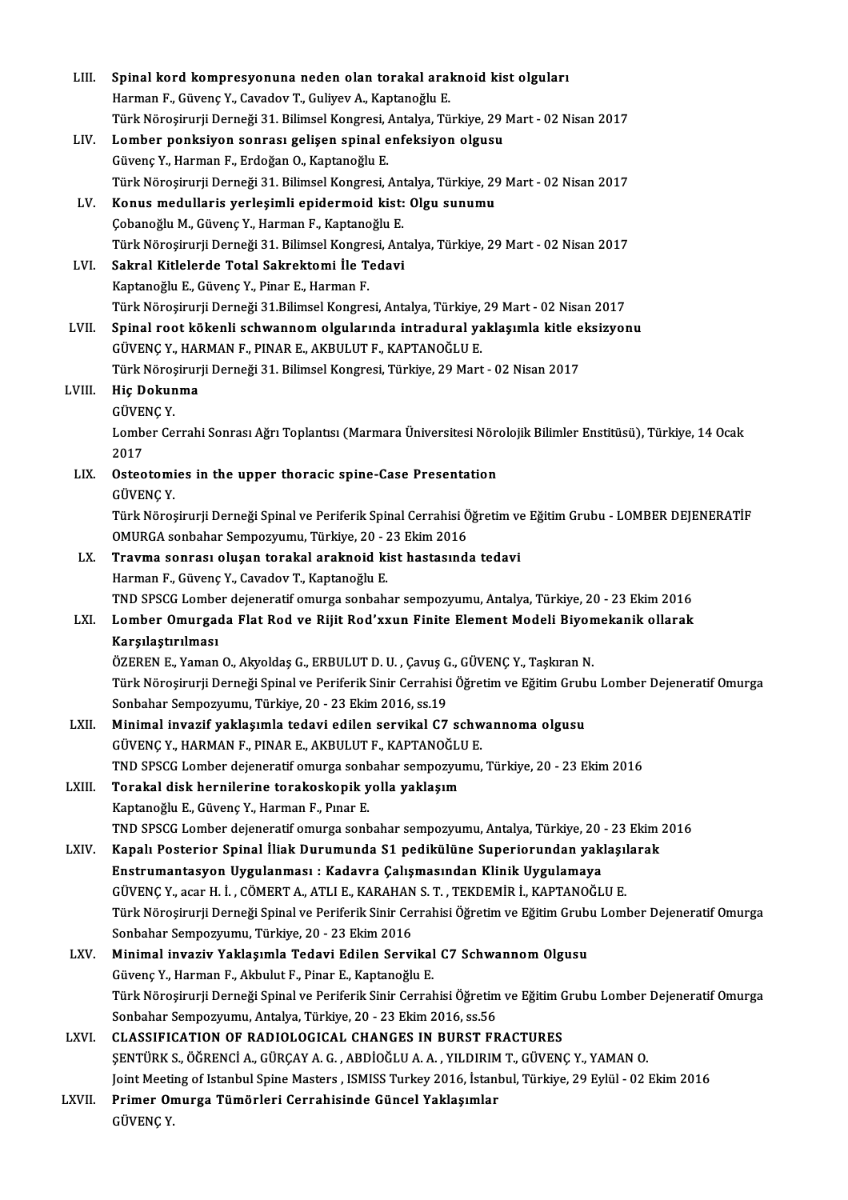LIII. **Spinal kord kompresyonuna neden olan torakal araknoid kist olguları**
Harman F., Güvenç Y., Cavadov T., Guliyev A., Kaptanoğlu E.
Türk Nöroşirurji Derneği 31. Bilimsel Kongresi, Antalya, Türkiye, 29 Mart - 02 Nisan 2017

LIV. **Lomber ponksiyon sonrası gelişen spinal enfeksiyon olgusu**
Güvenç Y., Harman F., Erdoğan O., Kaptanoğlu E.
Türk Nöroşirurji Derneği 31. Bilimsel Kongresi, Antalya, Türkiye, 29 Mart - 02 Nisan 2017

LV. **Konus medullaris yerleşimli epidermoid kist: Olgu sunumu**
Çobanoğlu M., Güvenç Y., Harman F., Kaptanoğlu E.
Türk Nöroşirurji Derneği 31. Bilimsel Kongresi, Antalya, Türkiye, 29 Mart - 02 Nisan 2017

LVI. **Sakral Kitlelerde Total Sakrektomi İle Tedavi**
Kaptanoğlu E., Güvenç Y., Pinar E., Harman F.
Türk Nöroşirurji Derneği 31.Bilimsel Kongresi, Antalya, Türkiye, 29 Mart - 02 Nisan 2017

LVII. **Spinal root kökenli schwannom olgularında intradural yaklaşımla kitle eksizyonu**
GÜVENÇ Y., HARMAN F., PINAR E., AKBULUT F., KAPTANOĞLU E.
Türk Nöroşirurji Derneği 31. Bilimsel Kongresi, Türkiye, 29 Mart - 02 Nisan 2017

LVIII. **Hiç Dokunma**
GÜVENÇ Y.
Lomber Cerrahi Sonrası Ağrı Toplantısı (Marmara Üniversitesi Nörolojik Bilimler Enstitüsü), Türkiye, 14 Ocak 2017

LIX. **Osteotomies in the upper thoracic spine-Case Presentation**
GÜVENÇ Y.
Türk Nöroşirurji Derneği Spinal ve Periferik Spinal Cerrahisi Öğretim ve Eğitim Grubu - LOMBER DEJENERATİF OMURGA sonbahar Sempozyumu, Türkiye, 20 - 23 Ekim 2016

LX. **Travma sonrası oluşan torakal araknoid kist hastasında tedavi**
Harman F., Güvenç Y., Cavadov T., Kaptanoğlu E.
TND SPSCG Lomber dejeneratif omurga sonbahar sempozyumu, Antalya, Türkiye, 20 - 23 Ekim 2016

LXI. **Lomber Omurgada Flat Rod ve Rijit Rod'xxun Finite Element Modeli Biyomekanik ollarak Karşılaştırılması**
ÖZEREN E., Yaman O., Akyoldaş G., ERBULUT D. U. , Çavuş G., GÜVENÇ Y., Taşkıran N.
Türk Nöroşirurji Derneği Spinal ve Periferik Sinir Cerrahisi Öğretim ve Eğitim Grubu Lomber Dejeneratif Omurga Sonbahar Sempozyumu, Türkiye, 20 - 23 Ekim 2016, ss.19

LXII. **Minimal invazif yaklaşımla tedavi edilen servikal C7 schwannoma olgusu**
GÜVENÇ Y., HARMAN F., PINAR E., AKBULUT F., KAPTANOĞLU E.
TND SPSCG Lomber dejeneratif omurga sonbahar sempozyumu, Türkiye, 20 - 23 Ekim 2016

LXIII. **Torakal disk hernilerine torakoskopik yolla yaklaşım**
Kaptanoğlu E., Güvenç Y., Harman F., Pınar E.
TND SPSCG Lomber dejeneratif omurga sonbahar sempozyumu, Antalya, Türkiye, 20 - 23 Ekim 2016

LXIV. **Kapalı Posterior Spinal İliak Durumunda S1 pedikülüne Superiorundan yaklaşılarak Enstrumantasyon Uygulanması : Kadavra Çalışmasından Klinik Uygulamaya**
GÜVENÇ Y., acar H. İ. , CÖMERT A., ATLI E., KARAHAN S. T. , TEKDEMİR İ., KAPTANOĞLU E.
Türk Nöroşirurji Derneği Spinal ve Periferik Sinir Cerrahisi Öğretim ve Eğitim Grubu Lomber Dejeneratif Omurga Sonbahar Sempozyumu, Türkiye, 20 - 23 Ekim 2016

LXV. **Minimal invaziv Yaklaşımla Tedavi Edilen Servikal C7 Schwannom Olgusu**
Güvenç Y., Harman F., Akbulut F., Pinar E., Kaptanoğlu E.
Türk Nöroşirurji Derneği Spinal ve Periferik Sinir Cerrahisi Öğretim ve Eğitim Grubu Lomber Dejeneratif Omurga Sonbahar Sempozyumu, Antalya, Türkiye, 20 - 23 Ekim 2016, ss.56

LXVI. **CLASSIFICATION OF RADIOLOGICAL CHANGES IN BURST FRACTURES**
ŞENTÜRK S., ÖĞRENCİ A., GÜRÇAY A. G. , ABDİOĞLU A. A. , YILDIRIM T., GÜVENÇ Y., YAMAN O.
Joint Meeting of Istanbul Spine Masters , ISMISS Turkey 2016, İstanbul, Türkiye, 29 Eylül - 02 Ekim 2016

LXVII. **Primer Omurga Tümörleri Cerrahisinde Güncel Yaklaşımlar**
GÜVENÇ Y.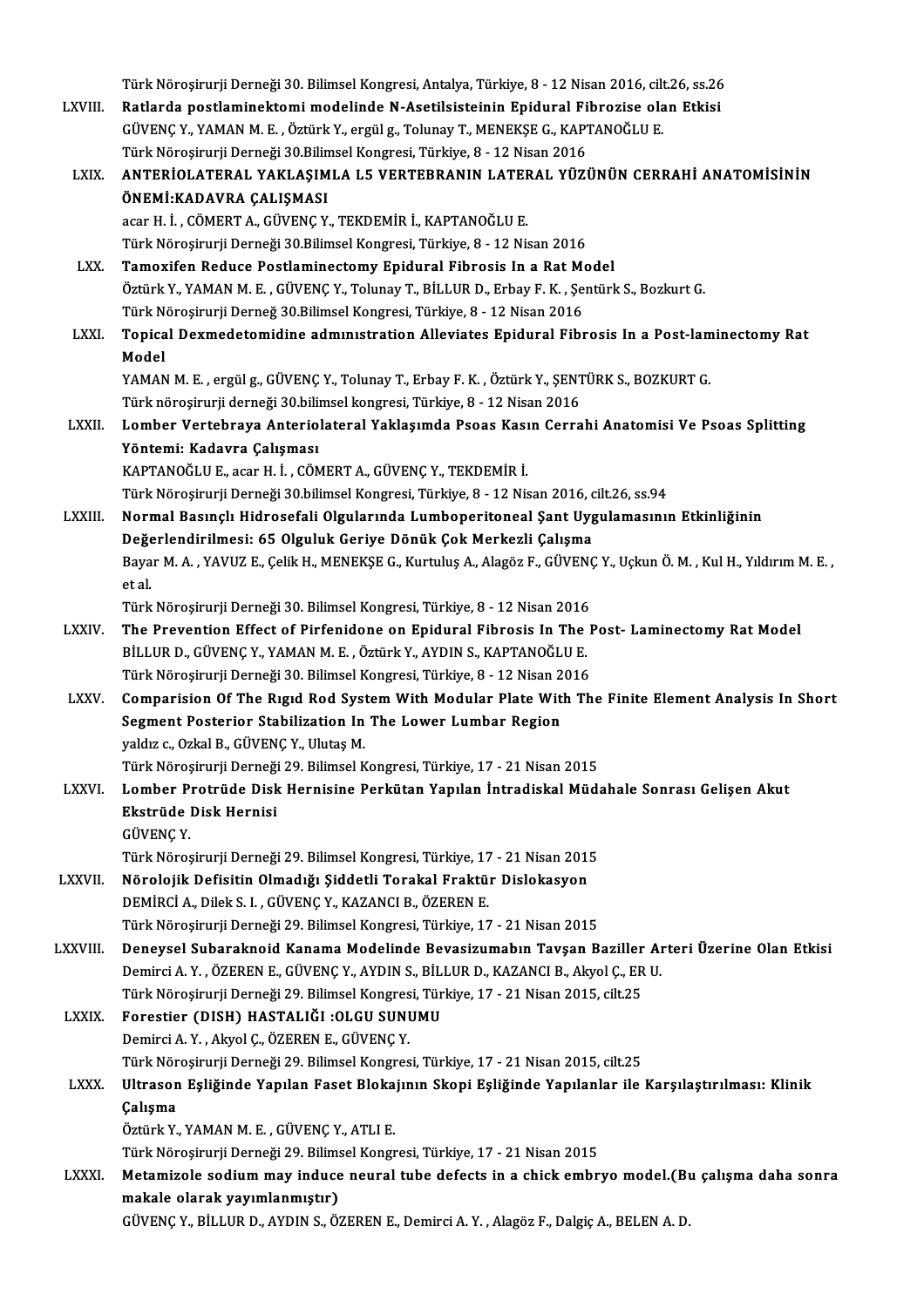Türk Nöroşirurji Derneği 30. Bilimsel Kongresi, Antalya, Türkiye, 8 - 12 Nisan 2016, cilt.26, ss.26

LXVIII. **Ratlarda postlaminektomi modelinde N-Asetilsisteinin Epidural Fibrozise olan Etkisi**
GÜVENÇ Y., YAMAN M. E. , Öztürk Y., ergül g., Tolunay T., MENEKŞE G., KAPTANOĞLU E.
Türk Nöroşirurji Derneği 30.Bilimsel Kongresi, Türkiye, 8 - 12 Nisan 2016

LXIX. **ANTERİOLATERAL YAKLAŞIMLA L5 VERTEBRANIN LATERAL YÜZÜNÜN CERRAHİ ANATOMİSİNİN ÖNEMİ:KADAVRA ÇALIŞMASI**
acar H. İ. , CÖMERT A., GÜVENÇ Y., TEKDEMİR İ., KAPTANOĞLU E.
Türk Nöroşirurji Derneği 30.Bilimsel Kongresi, Türkiye, 8 - 12 Nisan 2016

LXX. **Tamoxifen Reduce Postlaminectomy Epidural Fibrosis In a Rat Model**
Öztürk Y., YAMAN M. E. , GÜVENÇ Y., Tolunay T., BİLLUR D., Erbay F. K. , Şentürk S., Bozkurt G.
Türk Nöroşirurji Derneğ 30.Bilimsel Kongresi, Türkiye, 8 - 12 Nisan 2016

LXXI. **Topical Dexmedetomidine admınıstration Alleviates Epidural Fibrosis In a Post-laminectomy Rat Model**
YAMAN M. E. , ergül g., GÜVENÇ Y., Tolunay T., Erbay F. K. , Öztürk Y., ŞENTÜRK S., BOZKURT G.
Türk nöroşirurji derneği 30.bilimsel kongresi, Türkiye, 8 - 12 Nisan 2016

LXXII. **Lomber Vertebraya Anteriolateral Yaklaşımda Psoas Kasın Cerrahi Anatomisi Ve Psoas Splitting Yöntemi: Kadavra Çalışması**
KAPTANOĞLU E., acar H. İ. , CÖMERT A., GÜVENÇ Y., TEKDEMİR İ.
Türk Nöroşirurji Derneği 30.bilimsel Kongresi, Türkiye, 8 - 12 Nisan 2016, cilt.26, ss.94

LXXIII. **Normal Basınçlı Hidrosefali Olgularında Lumboperitoneal Şant Uygulamasının Etkinliğinin Değerlendirilmesi: 65 Olguluk Geriye Dönük Çok Merkezli Çalışma**
Bayar M. A. , YAVUZ E., Çelik H., MENEKŞE G., Kurtuluş A., Alagöz F., GÜVENÇ Y., Uçkun Ö. M. , Kul H., Yıldırım M. E. , et al.
Türk Nöroşirurji Derneği 30. Bilimsel Kongresi, Türkiye, 8 - 12 Nisan 2016

LXXIV. **The Prevention Effect of Pirfenidone on Epidural Fibrosis In The Post- Laminectomy Rat Model**
BİLLUR D., GÜVENÇ Y., YAMAN M. E. , Öztürk Y., AYDIN S., KAPTANOĞLU E.
Türk Nöroşirurji Derneği 30. Bilimsel Kongresi, Türkiye, 8 - 12 Nisan 2016

LXXV. **Comparision Of The Rıgıd Rod System With Modular Plate With The Finite Element Analysis In Short Segment Posterior Stabilization In The Lower Lumbar Region**
yaldız c., Ozkal B., GÜVENÇ Y., Ulutaş M.
Türk Nöroşirurji Derneği 29. Bilimsel Kongresi, Türkiye, 17 - 21 Nisan 2015

LXXVI. **Lomber Protrüde Disk Hernisine Perkütan Yapılan İntradiskal Müdahale Sonrası Gelişen Akut Ekstrüde Disk Hernisi**
GÜVENÇ Y.
Türk Nöroşirurji Derneği 29. Bilimsel Kongresi, Türkiye, 17 - 21 Nisan 2015

LXXVII. **Nörolojik Defisitin Olmadığı Şiddetli Torakal Fraktür Dislokasyon**
DEMİRCİ A., Dilek S. I. , GÜVENÇ Y., KAZANCI B., ÖZEREN E.
Türk Nöroşirurji Derneği 29. Bilimsel Kongresi, Türkiye, 17 - 21 Nisan 2015

LXXVIII. **Deneysel Subaraknoid Kanama Modelinde Bevasizumabın Tavşan Baziller Arteri Üzerine Olan Etkisi**
Demirci A. Y. , ÖZEREN E., GÜVENÇ Y., AYDIN S., BİLLUR D., KAZANCI B., Akyol Ç., ER U.
Türk Nöroşirurji Derneği 29. Bilimsel Kongresi, Türkiye, 17 - 21 Nisan 2015, cilt.25

LXXIX. **Forestier (DISH) HASTALIĞI :OLGU SUNUMU**
Demirci A. Y. , Akyol Ç., ÖZEREN E., GÜVENÇ Y.
Türk Nöroşirurji Derneği 29. Bilimsel Kongresi, Türkiye, 17 - 21 Nisan 2015, cilt.25

LXXX. **Ultrason Eşliğinde Yapılan Faset Blokajının Skopi Eşliğinde Yapılanlar ile Karşılaştırılması: Klinik Çalışma**
Öztürk Y., YAMAN M. E. , GÜVENÇ Y., ATLI E.
Türk Nöroşirurji Derneği 29. Bilimsel Kongresi, Türkiye, 17 - 21 Nisan 2015

LXXXI. **Metamizole sodium may induce neural tube defects in a chick embryo model.(Bu çalışma daha sonra makale olarak yayımlanmıştır)**
GÜVENÇ Y., BİLLUR D., AYDIN S., ÖZEREN E., Demirci A. Y. , Alagöz F., Dalgiç A., BELEN A. D.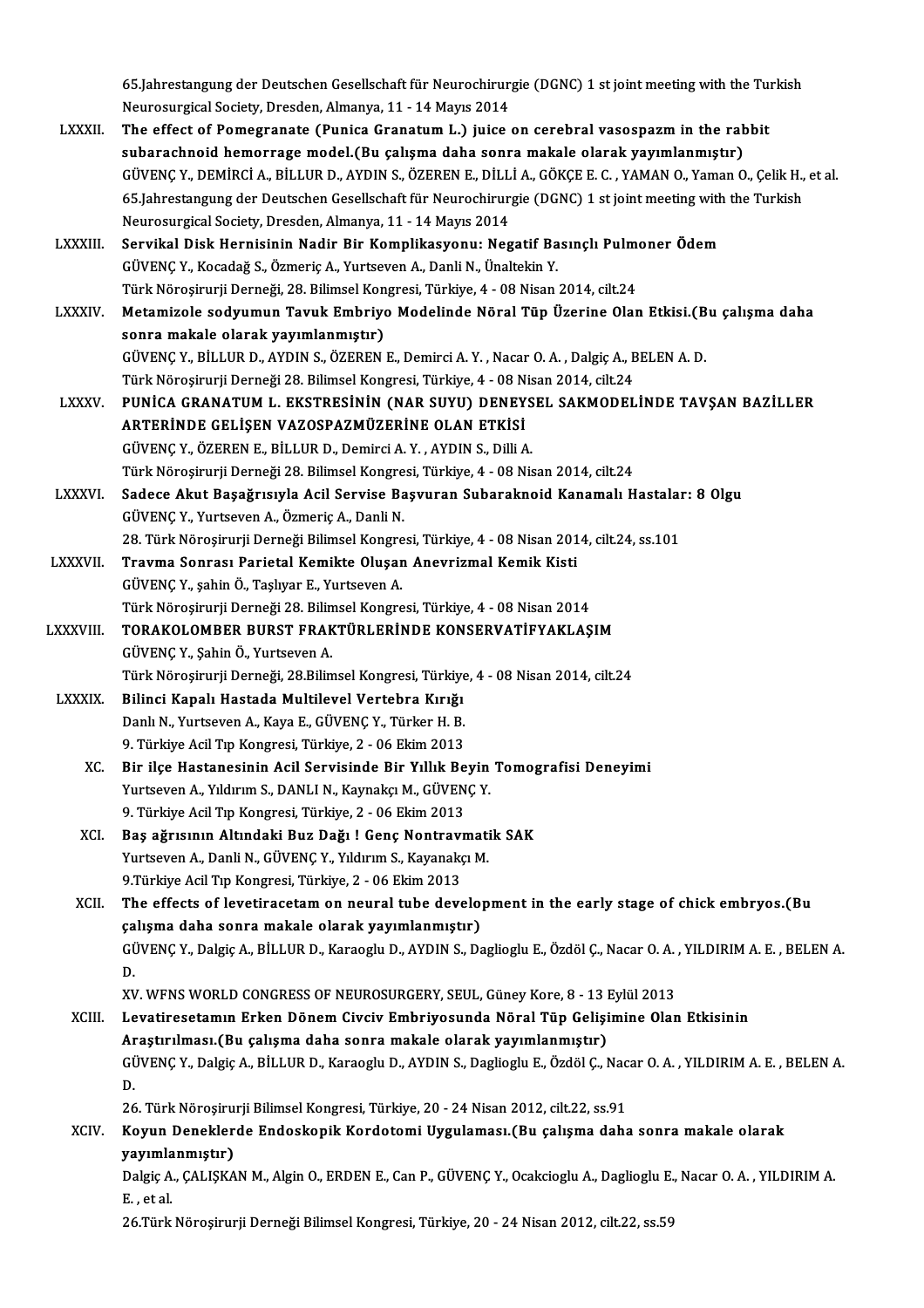65.Jahrestangung der Deutschen Gesellschaft für Neurochirurgie (DGNC) 1 st joint meeting with the Turkish Neurosurgical Society, Dresden, Almanya, 11 - 14 Mayıs 2014

LXXXII. **The effect of Pomegranate (Punica Granatum L.) juice on cerebral vasospazm in the rabbit subarachnoid hemorrage model.(Bu çalışma daha sonra makale olarak yayımlanmıştır)**
GÜVENÇ Y., DEMİRCİ A., BİLLUR D., AYDIN S., ÖZEREN E., DİLLİ A., GÖKÇE E. C. , YAMAN O., Yaman O., Çelik H., et al.
65.Jahrestangung der Deutschen Gesellschaft für Neurochirurgie (DGNC) 1 st joint meeting with the Turkish Neurosurgical Society, Dresden, Almanya, 11 - 14 Mayıs 2014

LXXXIII. **Servikal Disk Hernisinin Nadir Bir Komplikasyonu: Negatif Basınçlı Pulmoner Ödem**
GÜVENÇ Y., Kocadağ S., Özmeriç A., Yurtseven A., Danli N., Ünaltekin Y.
Türk Nöroşirurji Derneği, 28. Bilimsel Kongresi, Türkiye, 4 - 08 Nisan 2014, cilt.24

LXXXIV. **Metamizole sodyumun Tavuk Embriyo Modelinde Nöral Tüp Üzerine Olan Etkisi.(Bu çalışma daha sonra makale olarak yayımlanmıştır)**
GÜVENÇ Y., BİLLUR D., AYDIN S., ÖZEREN E., Demirci A. Y. , Nacar O. A. , Dalgiç A., BELEN A. D.
Türk Nöroşirurji Derneği 28. Bilimsel Kongresi, Türkiye, 4 - 08 Nisan 2014, cilt.24

LXXXV. **PUNİCA GRANATUM L. EKSTRESİNİN (NAR SUYU) DENEYSEL SAKMODELİNDE TAVŞAN BAZİLLER ARTERİNDE GELİŞEN VAZOSPAZMÜZERİNE OLAN ETKİSİ**
GÜVENÇ Y., ÖZEREN E., BİLLUR D., Demirci A. Y. , AYDIN S., Dilli A.
Türk Nöroşirurji Derneği 28. Bilimsel Kongresi, Türkiye, 4 - 08 Nisan 2014, cilt.24

LXXXVI. **Sadece Akut Başağrısıyla Acil Servise Başvuran Subaraknoid Kanamalı Hastalar: 8 Olgu**
GÜVENÇ Y., Yurtseven A., Özmeriç A., Danli N.
28. Türk Nöroşirurji Derneği Bilimsel Kongresi, Türkiye, 4 - 08 Nisan 2014, cilt.24, ss.101

LXXXVII. **Travma Sonrası Parietal Kemikte Oluşan Anevrizmal Kemik Kisti**
GÜVENÇ Y., şahin Ö., Taşlıyar E., Yurtseven A.
Türk Nöroşirurji Derneği 28. Bilimsel Kongresi, Türkiye, 4 - 08 Nisan 2014

LXXXVIII. **TORAKOLOMBER BURST FRAKTÜRLERİNDE KONSERVATİFYAKLAŞIM**
GÜVENÇ Y., Şahin Ö., Yurtseven A.
Türk Nöroşirurji Derneği, 28.Bilimsel Kongresi, Türkiye, 4 - 08 Nisan 2014, cilt.24

LXXXIX. **Bilinci Kapalı Hastada Multilevel Vertebra Kırığı**
Danlı N., Yurtseven A., Kaya E., GÜVENÇ Y., Türker H. B.
9. Türkiye Acil Tıp Kongresi, Türkiye, 2 - 06 Ekim 2013

XC. **Bir ilçe Hastanesinin Acil Servisinde Bir Yıllık Beyin Tomografisi Deneyimi**
Yurtseven A., Yıldırım S., DANLI N., Kaynakçı M., GÜVENÇ Y.
9. Türkiye Acil Tıp Kongresi, Türkiye, 2 - 06 Ekim 2013

XCI. **Baş ağrısının Altındaki Buz Dağı ! Genç Nontravmatik SAK**
Yurtseven A., Danli N., GÜVENÇ Y., Yıldırım S., Kayanakçı M.
9.Türkiye Acil Tıp Kongresi, Türkiye, 2 - 06 Ekim 2013

XCII. **The effects of levetiracetam on neural tube development in the early stage of chick embryos.(Bu çalışma daha sonra makale olarak yayımlanmıştır)**
GÜVENÇ Y., Dalgiç A., BİLLUR D., Karaoglu D., AYDIN S., Daglioglu E., Özdöl Ç., Nacar O. A. , YILDIRIM A. E. , BELEN A. D.
XV. WFNS WORLD CONGRESS OF NEUROSURGERY, SEUL, Güney Kore, 8 - 13 Eylül 2013

XCIII. **Levatiresetamın Erken Dönem Civciv Embriyosunda Nöral Tüp Gelişimine Olan Etkisinin Araştırılması.(Bu çalışma daha sonra makale olarak yayımlanmıştır)**
GÜVENÇ Y., Dalgiç A., BİLLUR D., Karaoglu D., AYDIN S., Daglioglu E., Özdöl Ç., Nacar O. A. , YILDIRIM A. E. , BELEN A. D.
26. Türk Nöroşirurji Bilimsel Kongresi, Türkiye, 20 - 24 Nisan 2012, cilt.22, ss.91

XCIV. **Koyun Deneklerde Endoskopik Kordotomi Uygulaması.(Bu çalışma daha sonra makale olarak yayımlanmıştır)**
Dalgiç A., ÇALIŞKAN M., Algin O., ERDEN E., Can P., GÜVENÇ Y., Ocakcioglu A., Daglioglu E., Nacar O. A. , YILDIRIM A. E. , et al.
26.Türk Nöroşirurji Derneği Bilimsel Kongresi, Türkiye, 20 - 24 Nisan 2012, cilt.22, ss.59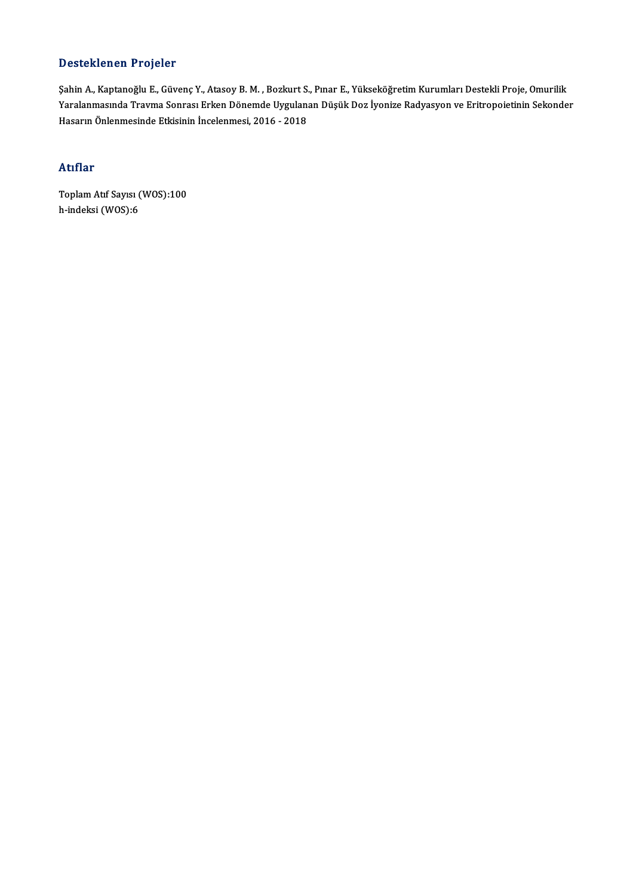## Desteklenen Projeler

Şahin A., Kaptanoğlu E., Güvenç Y., Atasoy B. M. , Bozkurt S., Pınar E., Yükseköğretim Kurumları Destekli Proje, Omurilik Yaralanmasında Travma Sonrası Erken Dönemde Uygulanan Düşük Doz İyonize Radyasyon ve Eritropoietinin Sekonder Hasarın Önlenmesinde Etkisinin İncelenmesi, 2016 - 2018

## Atıflar

Toplam Atıf Sayısı (WOS):100
h-indeksi (WOS):6